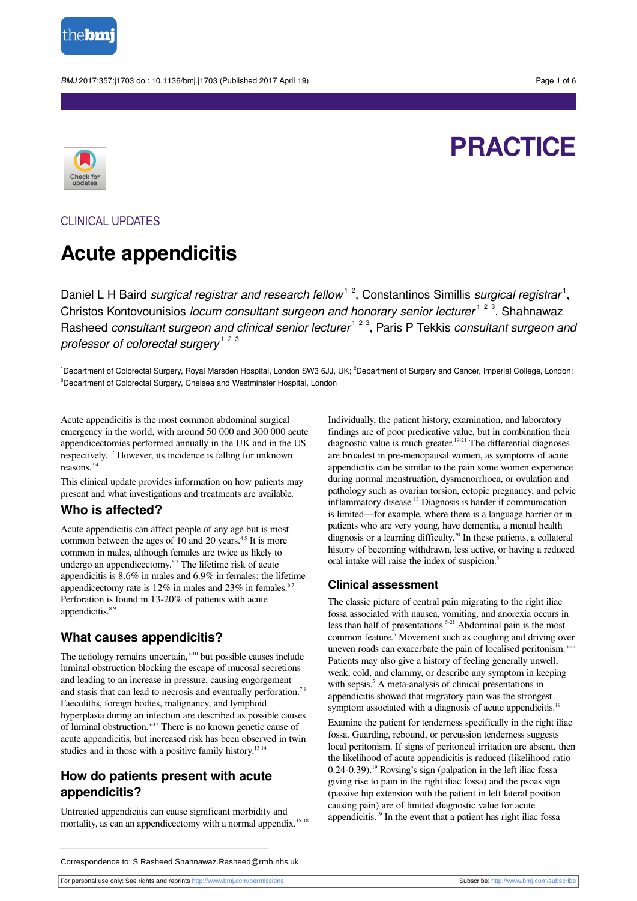# PRACTICE

CLINICAL UPDATES

# Acute appendicitis

Daniel L H Baird *surgical registrar and research fellow*[1,2], Constantinos Simillis *surgical registrar*[1], Christos Kontovounisios *locum consultant surgeon and honorary senior lecturer*[1,2,3], Shahnawaz Rasheed *consultant surgeon and clinical senior lecturer*[1,2,3], Paris P Tekkis *consultant surgeon and professor of colorectal surgery*[1,2,3]

[1]Department of Colorectal Surgery, Royal Marsden Hospital, London SW3 6JJ, UK; [2]Department of Surgery and Cancer, Imperial College, London; [3]Department of Colorectal Surgery, Chelsea and Westminster Hospital, London

Acute appendicitis is the most common abdominal surgical emergency in the world, with around 50 000 and 300 000 acute appendicectomies performed annually in the UK and in the US respectively.[1,2] However, its incidence is falling for unknown reasons.[3,4]

This clinical update provides information on how patients may present and what investigations and treatments are available.

## Who is affected?

Acute appendicitis can affect people of any age but is most common between the ages of 10 and 20 years.[4,5] It is more common in males, although females are twice as likely to undergo an appendicectomy.[6,7] The lifetime risk of acute appendicitis is 8.6% in males and 6.9% in females; the lifetime appendicectomy rate is 12% in males and 23% in females.[6,7] Perforation is found in 13-20% of patients with acute appendicitis.[8,9]

## What causes appendicitis?

The aetiology remains uncertain,[7-10] but possible causes include luminal obstruction blocking the escape of mucosal secretions and leading to an increase in pressure, causing engorgement and stasis that can lead to necrosis and eventually perforation.[7,9] Faecoliths, foreign bodies, malignancy, and lymphoid hyperplasia during an infection are described as possible causes of luminal obstruction.[9-12] There is no known genetic cause of acute appendicitis, but increased risk has been observed in twin studies and in those with a positive family history.[13,14]

## How do patients present with acute appendicitis?

Untreated appendicitis can cause significant morbidity and mortality, as can an appendicectomy with a normal appendix.[15-18] Individually, the patient history, examination, and laboratory findings are of poor predicative value, but in combination their diagnostic value is much greater.[19-21] The differential diagnoses are broadest in pre-menopausal women, as symptoms of acute appendicitis can be similar to the pain some women experience during normal menstruation, dysmenorrhoea, or ovulation and pathology such as ovarian torsion, ectopic pregnancy, and pelvic inflammatory disease.[15] Diagnosis is harder if communication is limited—for example, where there is a language barrier or in patients who are very young, have dementia, a mental health diagnosis or a learning difficulty.[20] In these patients, a collateral history of becoming withdrawn, less active, or having a reduced oral intake will raise the index of suspicion.[5]

### Clinical assessment

The classic picture of central pain migrating to the right iliac fossa associated with nausea, vomiting, and anorexia occurs in less than half of presentations.[5-21] Abdominal pain is the most common feature.[5] Movement such as coughing and driving over uneven roads can exacerbate the pain of localised peritonism.[3-22] Patients may also give a history of feeling generally unwell, weak, cold, and clammy, or describe any symptom in keeping with sepsis.[5] A meta-analysis of clinical presentations in appendicitis showed that migratory pain was the strongest symptom associated with a diagnosis of acute appendicitis.[19]

Examine the patient for tenderness specifically in the right iliac fossa. Guarding, rebound, or percussion tenderness suggests local peritonism. If signs of peritoneal irritation are absent, then the likelihood of acute appendicitis is reduced (likelihood ratio 0.24-0.39).[19] Rovsing's sign (palpation in the left iliac fossa giving rise to pain in the right iliac fossa) and the psoas sign (passive hip extension with the patient in left lateral position causing pain) are of limited diagnostic value for acute appendicitis.[19] In the event that a patient has right iliac fossa

Correspondence to: S Rasheed Shahnawaz.Rasheed@rmh.nhs.uk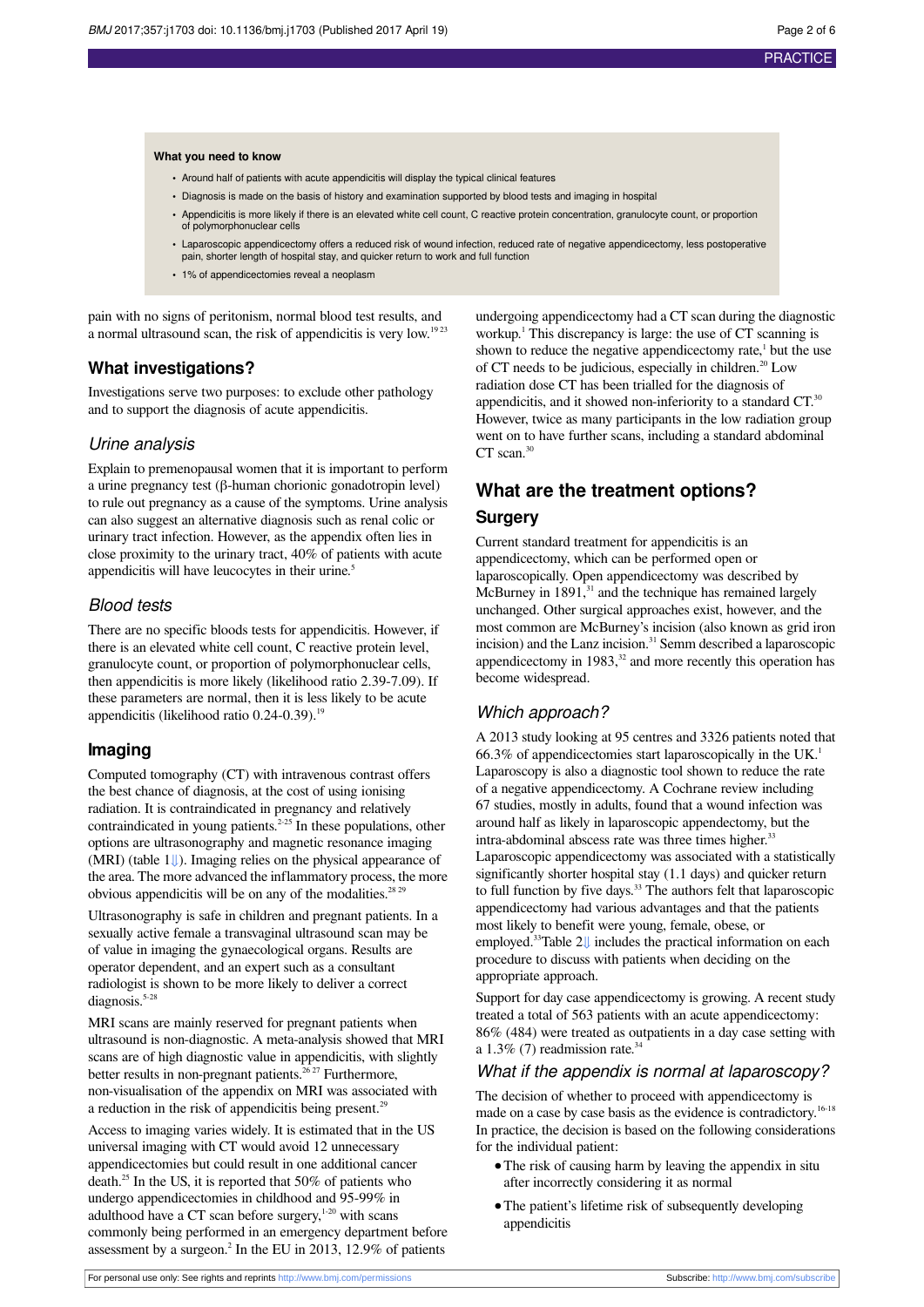**What you need to know**

- Around half of patients with acute appendicitis will display the typical clinical features
- Diagnosis is made on the basis of history and examination supported by blood tests and imaging in hospital
- Appendicitis is more likely if there is an elevated white cell count, C reactive protein concentration, granulocyte count, or proportion of polymorphonuclear cells
- Laparoscopic appendicectomy offers a reduced risk of wound infection, reduced rate of negative appendicectomy, less postoperative pain, shorter length of hospital stay, and quicker return to work and full function
- 1% of appendicectomies reveal a neoplasm

pain with no signs of peritonism, normal blood test results, and a normal ultrasound scan, the risk of appendicitis is very low.[19,23]

## What investigations?

Investigations serve two purposes: to exclude other pathology and to support the diagnosis of acute appendicitis.

### *Urine analysis*

Explain to premenopausal women that it is important to perform a urine pregnancy test (β-human chorionic gonadotropin level) to rule out pregnancy as a cause of the symptoms. Urine analysis can also suggest an alternative diagnosis such as renal colic or urinary tract infection. However, as the appendix often lies in close proximity to the urinary tract, 40% of patients with acute appendicitis will have leucocytes in their urine.[5]

### *Blood tests*

There are no specific bloods tests for appendicitis. However, if there is an elevated white cell count, C reactive protein level, granulocyte count, or proportion of polymorphonuclear cells, then appendicitis is more likely (likelihood ratio 2.39-7.09). If these parameters are normal, then it is less likely to be acute appendicitis (likelihood ratio 0.24-0.39).[19]

## Imaging

Computed tomography (CT) with intravenous contrast offers the best chance of diagnosis, at the cost of using ionising radiation. It is contraindicated in pregnancy and relatively contraindicated in young patients.[2-25] In these populations, other options are ultrasonography and magnetic resonance imaging (MRI) (table 1⇓). Imaging relies on the physical appearance of the area. The more advanced the inflammatory process, the more obvious appendicitis will be on any of the modalities.[28,29]

Ultrasonography is safe in children and pregnant patients. In a sexually active female a transvaginal ultrasound scan may be of value in imaging the gynaecological organs. Results are operator dependent, and an expert such as a consultant radiologist is shown to be more likely to deliver a correct diagnosis.[5-28]

MRI scans are mainly reserved for pregnant patients when ultrasound is non-diagnostic. A meta-analysis showed that MRI scans are of high diagnostic value in appendicitis, with slightly better results in non-pregnant patients.[26,27] Furthermore, non-visualisation of the appendix on MRI was associated with a reduction in the risk of appendicitis being present.[29]

Access to imaging varies widely. It is estimated that in the US universal imaging with CT would avoid 12 unnecessary appendicectomies but could result in one additional cancer death.[25] In the US, it is reported that 50% of patients who undergo appendicectomies in childhood and 95-99% in adulthood have a CT scan before surgery,[1-20] with scans commonly being performed in an emergency department before assessment by a surgeon.[2] In the EU in 2013, 12.9% of patients undergoing appendicectomy had a CT scan during the diagnostic workup.[1] This discrepancy is large: the use of CT scanning is shown to reduce the negative appendicectomy rate,[1] but the use of CT needs to be judicious, especially in children.[20] Low radiation dose CT has been trialled for the diagnosis of appendicitis, and it showed non-inferiority to a standard CT.[30] However, twice as many participants in the low radiation group went on to have further scans, including a standard abdominal CT scan.[30]

## What are the treatment options?

## Surgery

Current standard treatment for appendicitis is an appendicectomy, which can be performed open or laparoscopically. Open appendicectomy was described by McBurney in 1891,[31] and the technique has remained largely unchanged. Other surgical approaches exist, however, and the most common are McBurney's incision (also known as grid iron incision) and the Lanz incision.[31] Semm described a laparoscopic appendicectomy in 1983,[32] and more recently this operation has become widespread.

### *Which approach?*

A 2013 study looking at 95 centres and 3326 patients noted that 66.3% of appendicectomies start laparoscopically in the UK.[1] Laparoscopy is also a diagnostic tool shown to reduce the rate of a negative appendicectomy. A Cochrane review including 67 studies, mostly in adults, found that a wound infection was around half as likely in laparoscopic appendectomy, but the intra-abdominal abscess rate was three times higher.[33] Laparoscopic appendicectomy was associated with a statistically significantly shorter hospital stay (1.1 days) and quicker return to full function by five days.[33] The authors felt that laparoscopic appendicectomy had various advantages and that the patients most likely to benefit were young, female, obese, or employed.[33] Table 2⇓ includes the practical information on each procedure to discuss with patients when deciding on the appropriate approach.

Support for day case appendicectomy is growing. A recent study treated a total of 563 patients with an acute appendicectomy: 86% (484) were treated as outpatients in a day case setting with a 1.3% (7) readmission rate.[34]

### *What if the appendix is normal at laparoscopy?*

The decision of whether to proceed with appendicectomy is made on a case by case basis as the evidence is contradictory.[16-18] In practice, the decision is based on the following considerations for the individual patient:

- The risk of causing harm by leaving the appendix in situ after incorrectly considering it as normal
- The patient's lifetime risk of subsequently developing appendicitis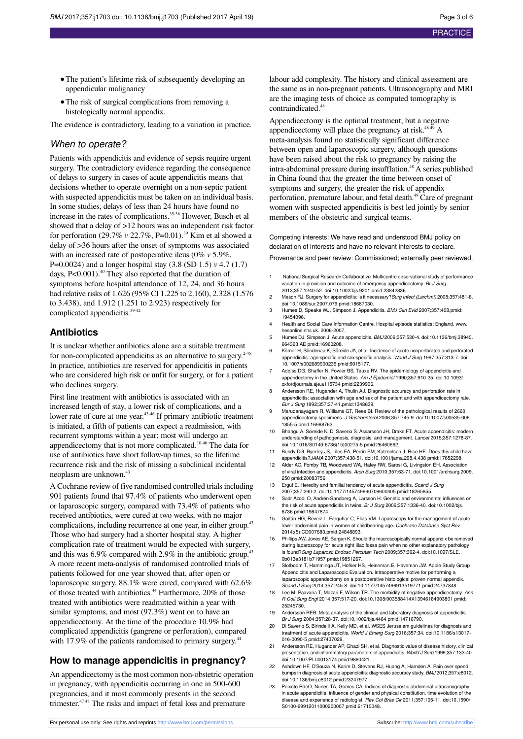- The patient's lifetime risk of subsequently developing an appendicular malignancy
- The risk of surgical complications from removing a histologically normal appendix.

The evidence is contradictory, leading to a variation in practice.

### When to operate?

Patients with appendicitis and evidence of sepsis require urgent surgery. The contradictory evidence regarding the consequence of delays to surgery in cases of acute appendicitis means that decisions whether to operate overnight on a non-septic patient with suspected appendicitis must be taken on an individual basis. In some studies, delays of less than 24 hours have found no increase in the rates of complications.[35-38] However, Busch et al showed that a delay of >12 hours was an independent risk factor for perforation (29.7% *v* 22.7%, P=0.01).[39] Kim et al showed a delay of >36 hours after the onset of symptoms was associated with an increased rate of postoperative ileus (0% *v* 5.9%, P=0.0024) and a longer hospital stay (3.8 (SD 1.5) *v* 4.7 (1.7) days, P<0.001).[40] They also reported that the duration of symptoms before hospital attendance of 12, 24, and 36 hours had relative risks of 1.626 (95% CI 1.225 to 2.160), 2.328 (1.576 to 3.438), and 1.912 (1.251 to 2.923) respectively for complicated appendicitis.[39-42]

## Antibiotics

It is unclear whether antibiotics alone are a suitable treatment for non-complicated appendicitis as an alternative to surgery.[2-45] In practice, antibiotics are reserved for appendicitis in patients who are considered high risk or unfit for surgery, or for a patient who declines surgery.

First line treatment with antibiotics is associated with an increased length of stay, a lower risk of complications, and a lower rate of cure at one year.[43-46] If primary antibiotic treatment is initiated, a fifth of patients can expect a readmission, with recurrent symptoms within a year; most will undergo an appendicectomy that is not more complicated.[10-46] The data for use of antibiotics have short follow-up times, so the lifetime recurrence risk and the risk of missing a subclinical incidental neoplasm are unknown.[43]

A Cochrane review of five randomised controlled trials including 901 patients found that 97.4% of patients who underwent open or laparoscopic surgery, compared with 73.4% of patients who received antibiotics, were cured at two weeks, with no major complications, including recurrence at one year, in either group.[43] Those who had surgery had a shorter hospital stay. A higher complication rate of treatment would be expected with surgery, and this was 6.9% compared with 2.9% in the antibiotic group.[43] A more recent meta-analysis of randomised controlled trials of patients followed for one year showed that, after open or laparoscopic surgery, 88.1% were cured, compared with 62.6% of those treated with antibiotics.[44] Furthermore, 20% of those treated with antibiotics were readmitted within a year with similar symptoms, and most (97.3%) went on to have an appendicectomy. At the time of the procedure 10.9% had complicated appendicitis (gangrene or perforation), compared with 17.9% of the patients randomised to primary surgery.[44]

## How to manage appendicitis in pregnancy?

An appendicectomy is the most common non-obstetric operation in pregnancy, with appendicitis occurring in one in 500-600 pregnancies, and it most commonly presents in the second trimester.[47 48] The risks and impact of fetal loss and premature labour add complexity. The history and clinical assessment are the same as in non-pregnant patients. Ultrasonography and MRI are the imaging tests of choice as computed tomography is contraindicated.[48]

Appendicectomy is the optimal treatment, but a negative appendicectomy will place the pregnancy at risk.[48 49] A meta-analysis found no statistically significant difference between open and laparoscopic surgery, although questions have been raised about the risk to pregnancy by raising the intra-abdominal pressure during insufflation.[48] A series published in China found that the greater the time between onset of symptoms and surgery, the greater the risk of appendix perforation, premature labour, and fetal death.[49] Care of pregnant women with suspected appendicitis is best led jointly by senior members of the obstetric and surgical teams.

Competing interests: We have read and understood BMJ policy on declaration of interests and have no relevant interests to declare.

Provenance and peer review: Commissioned; externally peer reviewed.

1. National Surgical Research Collaborative. Multicentre observational study of performance variation in provision and outcome of emergency appendicectomy. *Br J Surg* 2013;357:1240-52. doi:10.1002/bjs.9201 pmid:23842836.
2. Mason RJ. Surgery for appendicitis: is it necessary?*Surg Infect (Larchmt)* 2008;357:481-8. doi:10.1089/sur.2007.079 pmid:18687030.
3. Humes D, Speake WJ, Simpson J. Appendicitis. *BMJ Clin Evid* 2007;357:408.pmid: 19454096.
4. Health and Social Care Information Centre. Hospital episode statistics; England. www.hesonline.nhs.uk. 2006-2007.
5. Humes DJ, Simpson J. Acute appendicitis. *BMJ* 2006;357:530-4. doi:10.1136/bmj.38940.664363.AE pmid:16960208.
6. Körner H, Söndenaa K, Söreide JA, et al. Incidence of acute nonperforated and perforated appendicitis: age-specific and sex-specific analysis. *World J Surg* 1997;357:313-7. doi: 10.1007/s002689900235 pmid:9015177.
7. Addiss DG, Shaffer N, Fowler BS, Tauxe RV. The epidemiology of appendicitis and appendectomy in the United States. *Am J Epidemiol* 1990;357:910-25. doi:10.1093/oxfordjournals.aje.a115734 pmid:2239906.
8. Andersson RE, Hugander A, Thulin AJ. Diagnostic accuracy and perforation rate in appendicitis: association with age and sex of the patient and with appendicectomy rate. *Eur J Surg* 1992;357:37-41.pmid:1348639.
9. Marudanayagam R, Williams GT, Rees BI. Review of the pathological results of 2660 appendicectomy specimens. *J Gastroenterol* 2006;357:745-9. doi:10.1007/s00535-006-1855-5 pmid:16988762.
10. Bhangu A, Søreide K, Di Saverio S, Assarsson JH, Drake FT. Acute appendicitis: modern understanding of pathogenesis, diagnosis, and management. *Lancet* 2015;357:1278-87. doi:10.1016/S0140-6736(15)00275-5 pmid:26460662.
11. Bundy DG, Byerley JS, Liles EA, Perrin EM, Katznelson J, Rice HE. Does this child have appendicitis?*JAMA* 2007;357:438-51. doi:10.1001/jama.298.4.438 pmid:17652298.
12. Alder AC, Fomby TB, Woodward WA, Haley RW, Sarosi G, Livingston EH. Association of viral infection and appendicitis. *Arch Surg* 2010;357:63-71. doi:10.1001/archsurg.2009.250 pmid:20083756.
13. Ergul E. Heredity and familial tendency of acute appendicitis. *Scand J Surg* 2007;357:290-2. doi:10.1177/145749690709600405 pmid:18265855.
14. Sadr Azodi O, Andrén-Sandberg A, Larsson H. Genetic and environmental influences on the risk of acute appendicitis in twins. *Br J Surg* 2009;357:1336-40. doi:10.1002/bjs.6736 pmid:19847874.
15. Gaitán HG, Reveiz L, Farquhar C, Elias VM. Laparoscopy for the management of acute lower abdominal pain in women of childbearing age. *Cochrane Database Syst Rev* 2014;(5):CD007683.pmid:24848893.
16. Phillips AW, Jones AE, Sargen K. Should the macroscopically normal appendix be removed during laparoscopy for acute right iliac fossa pain when no other explanatory pathology is found?*Surg Laparosc Endosc Percutan Tech* 2009;357:392-4. doi:10.1097/SLE.0b013e3181b71957 pmid:19851267.
17. Slotboom T, Hamminga JT, Hofker HS, Heineman E, Haveman JW. Apple Study Group Appendicitis and Laparoscopic Evaluation. Intraoperative motive for performing a laparoscopic appendectomy on a postoperative histological proven normal appendix. *Scand J Surg* 2014;357:245-8. doi:10.1177/1457496913519771 pmid:24737848.
18. Lee M, Paavana T, Mazari F, Wilson TR. The morbidity of negative appendicectomy. *Ann R Coll Surg Engl* 2014;357:517-20. doi:10.1308/003588414X13946184903801 pmid: 25245730.
19. Andersson REB. Meta-analysis of the clinical and laboratory diagnosis of appendicitis. *Br J Surg* 2004;357:28-37. doi:10.1002/bjs.4464 pmid:14716790.
20. Di Saverio S, Birindelli A, Kelly MD, et al. WSES Jerusalem guidelines for diagnosis and treatment of acute appendicitis. *World J Emerg Surg* 2016;357:34. doi:10.1186/s13017-016-0090-5 pmid:27437029.
21. Andersson RE, Hugander AP, Ghazi SH, et al. Diagnostic value of disease history, clinical presentation, and inflammatory parameters of appendicitis. *World J Surg* 1999;357:133-40. doi:10.1007/PL00013174 pmid:9880421.
22. Ashdown HF, D'Souza N, Karim D, Stevens RJ, Huang A, Harnden A. Pain over speed bumps in diagnosis of acute appendicitis: diagnostic accuracy study. *BMJ* 2012;357:e8012. doi:10.1136/bmj.e8012 pmid:23247977.
23. Peixoto RdeO, Nunes TA, Gomes CA. Indices of diagnostic abdominal ultrasonography in acute appendicitis: influence of gender and physical constitution, time evolution of the disease and experience of radiologist. *Rev Col Bras Cir* 2011;357:105-11. doi:10.1590/S0100-69912011000200007 pmid:21710048.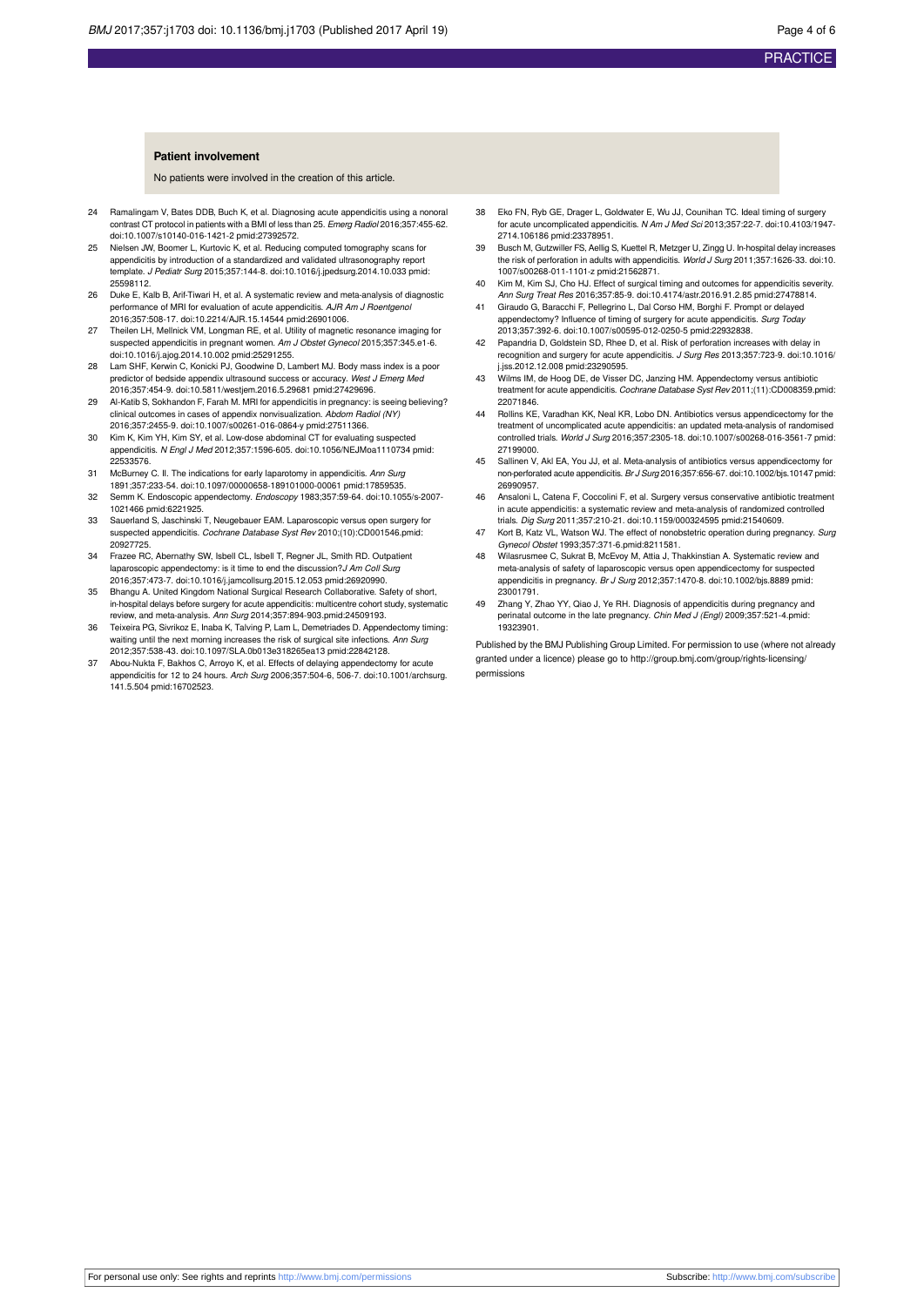### Patient involvement

No patients were involved in the creation of this article.

24 Ramalingam V, Bates DDB, Buch K, et al. Diagnosing acute appendicitis using a nonoral contrast CT protocol in patients with a BMI of less than 25. *Emerg Radiol* 2016;357:455-62. doi:10.1007/s10140-016-1421-2 pmid:27392572.

25 Nielsen JW, Boomer L, Kurtovic K, et al. Reducing computed tomography scans for appendicitis by introduction of a standardized and validated ultrasonography report template. *J Pediatr Surg* 2015;357:144-8. doi:10.1016/j.jpedsurg.2014.10.033 pmid:25598112.

26 Duke E, Kalb B, Arif-Tiwari H, et al. A systematic review and meta-analysis of diagnostic performance of MRI for evaluation of acute appendicitis. *AJR Am J Roentgenol* 2016;357:508-17. doi:10.2214/AJR.15.14544 pmid:26901006.

27 Theilen LH, Mellnick VM, Longman RE, et al. Utility of magnetic resonance imaging for suspected appendicitis in pregnant women. *Am J Obstet Gynecol* 2015;357:345.e1-6. doi:10.1016/j.ajog.2014.10.002 pmid:25291255.

28 Lam SHF, Kerwin C, Konicki PJ, Goodwine D, Lambert MJ. Body mass index is a poor predictor of bedside appendix ultrasound success or accuracy. *West J Emerg Med* 2016;357:454-9. doi:10.5811/westjem.2016.5.29681 pmid:27429696.

29 Al-Katib S, Sokhandon F, Farah M. MRI for appendicitis in pregnancy: is seeing believing? clinical outcomes in cases of appendix nonvisualization. *Abdom Radiol (NY)* 2016;357:2455-9. doi:10.1007/s00261-016-0864-y pmid:27511366.

30 Kim K, Kim YH, Kim SY, et al. Low-dose abdominal CT for evaluating suspected appendicitis. *N Engl J Med* 2012;357:1596-605. doi:10.1056/NEJMoa1110734 pmid:22533576.

31 McBurney C. II. The indications for early laparotomy in appendicitis. *Ann Surg* 1891;357:233-54. doi:10.1097/00000658-189101000-00061 pmid:17859535.

32 Semm K. Endoscopic appendectomy. *Endoscopy* 1983;357:59-64. doi:10.1055/s-2007-1021466 pmid:6221925.

33 Sauerland S, Jaschinski T, Neugebauer EAM. Laparoscopic versus open surgery for suspected appendicitis. *Cochrane Database Syst Rev* 2010;(10):CD001546.pmid:20927725.

34 Frazee RC, Abernathy SW, Isbell CL, Isbell T, Regner JL, Smith RD. Outpatient laparoscopic appendectomy: is it time to end the discussion?*J Am Coll Surg* 2016;357:473-7. doi:10.1016/j.jamcollsurg.2015.12.053 pmid:26920990.

35 Bhangu A. United Kingdom National Surgical Research Collaborative. Safety of short, in-hospital delays before surgery for acute appendicitis: multicentre cohort study, systematic review, and meta-analysis. *Ann Surg* 2014;357:894-903.pmid:24509193.

36 Teixeira PG, Sivrikoz E, Inaba K, Talving P, Lam L, Demetriades D. Appendectomy timing: waiting until the next morning increases the risk of surgical site infections. *Ann Surg* 2012;357:538-43. doi:10.1097/SLA.0b013e318265ea13 pmid:22842128.

37 Abou-Nukta F, Bakhos C, Arroyo K, et al. Effects of delaying appendectomy for acute appendicitis for 12 to 24 hours. *Arch Surg* 2006;357:504-6, 506-7. doi:10.1001/archsurg.141.5.504 pmid:16702523.

38 Eko FN, Ryb GE, Drager L, Goldwater E, Wu JJ, Counihan TC. Ideal timing of surgery for acute uncomplicated appendicitis. *N Am J Med Sci* 2013;357:22-7. doi:10.4103/1947-2714.106186 pmid:23378951.

39 Busch M, Gutzwiller FS, Aellig S, Kuettel R, Metzger U, Zingg U. In-hospital delay increases the risk of perforation in adults with appendicitis. *World J Surg* 2011;357:1626-33. doi:10.1007/s00268-011-1101-z pmid:21562871.

40 Kim M, Kim SJ, Cho HJ. Effect of surgical timing and outcomes for appendicitis severity. *Ann Surg Treat Res* 2016;357:85-9. doi:10.4174/astr.2016.91.2.85 pmid:27478814.

41 Giraudo G, Baracchi F, Pellegrino L, Dal Corso HM, Borghi F. Prompt or delayed appendectomy? Influence of timing of surgery for acute appendicitis. *Surg Today* 2013;357:392-6. doi:10.1007/s00595-012-0250-5 pmid:22932838.

42 Papandria D, Goldstein SD, Rhee D, et al. Risk of perforation increases with delay in recognition and surgery for acute appendicitis. *J Surg Res* 2013;357:723-9. doi:10.1016/j.jss.2012.12.008 pmid:23290595.

43 Wilms IM, de Hoog DE, de Visser DC, Janzing HM. Appendectomy versus antibiotic treatment for acute appendicitis. *Cochrane Database Syst Rev* 2011;(11):CD008359.pmid:22071846.

44 Rollins KE, Varadhan KK, Neal KR, Lobo DN. Antibiotics versus appendicectomy for the treatment of uncomplicated acute appendicitis: an updated meta-analysis of randomised controlled trials. *World J Surg* 2016;357:2305-18. doi:10.1007/s00268-016-3561-7 pmid:27199000.

45 Sallinen V, Akl EA, You JJ, et al. Meta-analysis of antibiotics versus appendicectomy for non-perforated acute appendicitis. *Br J Surg* 2016;357:656-67. doi:10.1002/bjs.10147 pmid:26990957.

46 Ansaloni L, Catena F, Coccolini F, et al. Surgery versus conservative antibiotic treatment in acute appendicitis: a systematic review and meta-analysis of randomized controlled trials. *Dig Surg* 2011;357:210-21. doi:10.1159/000324595 pmid:21540609.

47 Kort B, Katz VL, Watson WJ. The effect of nonobstetric operation during pregnancy. *Surg Gynecol Obstet* 1993;357:371-6.pmid:8211581.

48 Wilasrusmee C, Sukrat B, McEvoy M, Attia J, Thakkinstian A. Systematic review and meta-analysis of safety of laparoscopic versus open appendicectomy for suspected appendicitis in pregnancy. *Br J Surg* 2012;357:1470-8. doi:10.1002/bjs.8889 pmid:23001791.

49 Zhang Y, Zhao YY, Qiao J, Ye RH. Diagnosis of appendicitis during pregnancy and perinatal outcome in the late pregnancy. *Chin Med J (Engl)* 2009;357:521-4.pmid:19323901.

Published by the BMJ Publishing Group Limited. For permission to use (where not already granted under a licence) please go to http://group.bmj.com/group/rights-licensing/permissions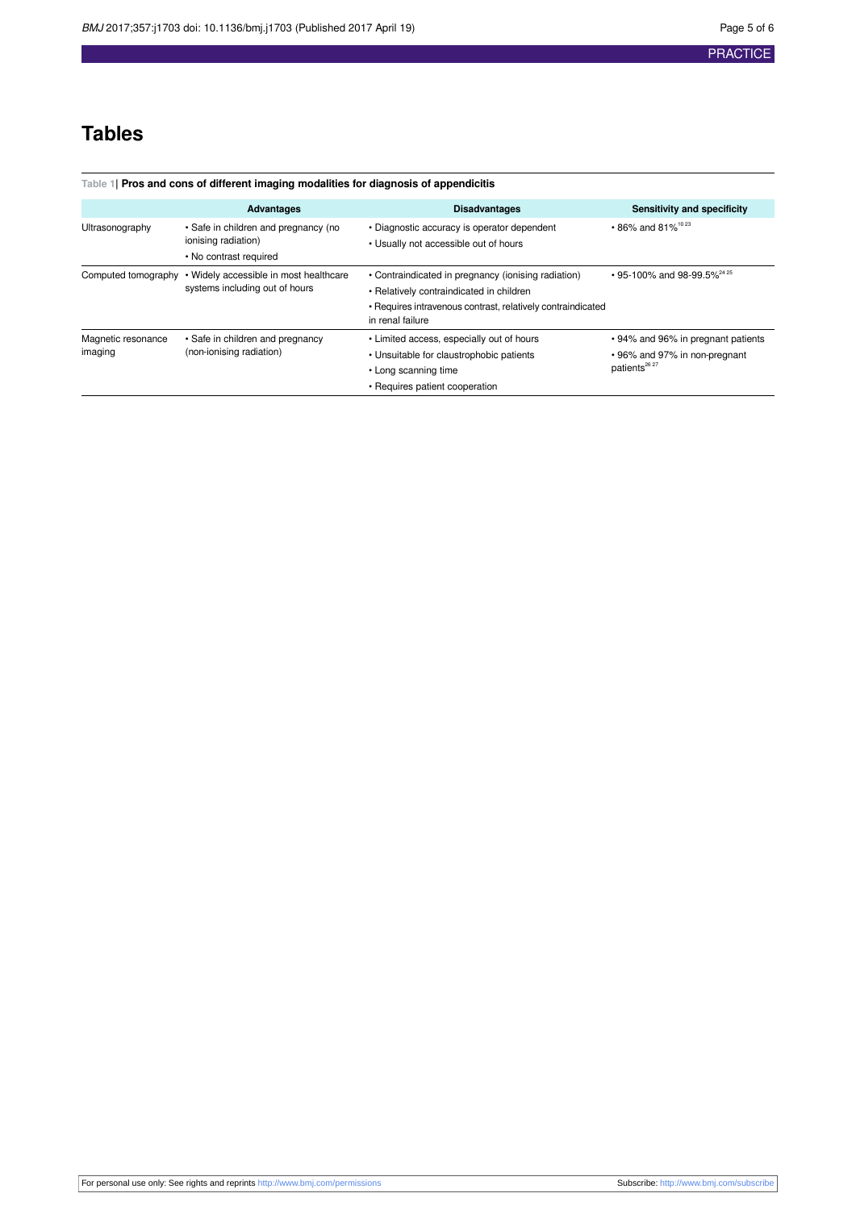# Tables

**Table 1| Pros and cons of different imaging modalities for diagnosis of appendicitis**

| | Advantages | Disadvantages | Sensitivity and specificity |
|---|---|---|---|
| Ultrasonography | • Safe in children and pregnancy (no ionising radiation)<br>• No contrast required | • Diagnostic accuracy is operator dependent<br>• Usually not accessible out of hours | • 86% and 81%[10 23] |
| Computed tomography | • Widely accessible in most healthcare systems including out of hours | • Contraindicated in pregnancy (ionising radiation)<br>• Relatively contraindicated in children<br>• Requires intravenous contrast, relatively contraindicated in renal failure | • 95-100% and 98-99.5%[24 25] |
| Magnetic resonance imaging | • Safe in children and pregnancy (non-ionising radiation) | • Limited access, especially out of hours<br>• Unsuitable for claustrophobic patients<br>• Long scanning time<br>• Requires patient cooperation | • 94% and 96% in pregnant patients<br>• 96% and 97% in non-pregnant patients[26 27] |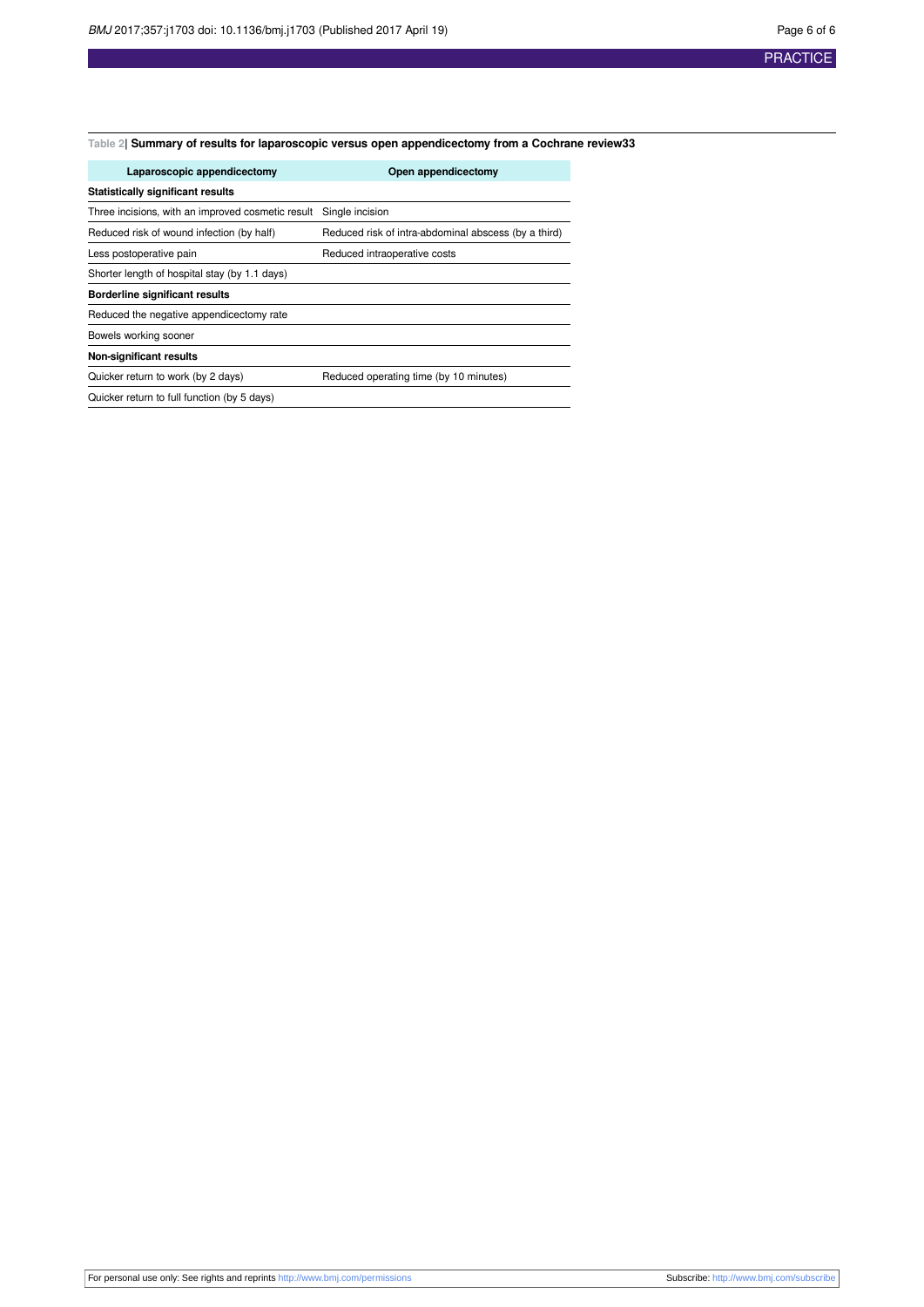Table 2| **Summary of results for laparoscopic versus open appendicectomy from a Cochrane review33**

| Laparoscopic appendicectomy | Open appendicectomy |
|---|---|
| **Statistically significant results** | |
| Three incisions, with an improved cosmetic result | Single incision |
| Reduced risk of wound infection (by half) | Reduced risk of intra-abdominal abscess (by a third) |
| Less postoperative pain | Reduced intraoperative costs |
| Shorter length of hospital stay (by 1.1 days) | |
| **Borderline significant results** | |
| Reduced the negative appendicectomy rate | |
| Bowels working sooner | |
| **Non-significant results** | |
| Quicker return to work (by 2 days) | Reduced operating time (by 10 minutes) |
| Quicker return to full function (by 5 days) | |